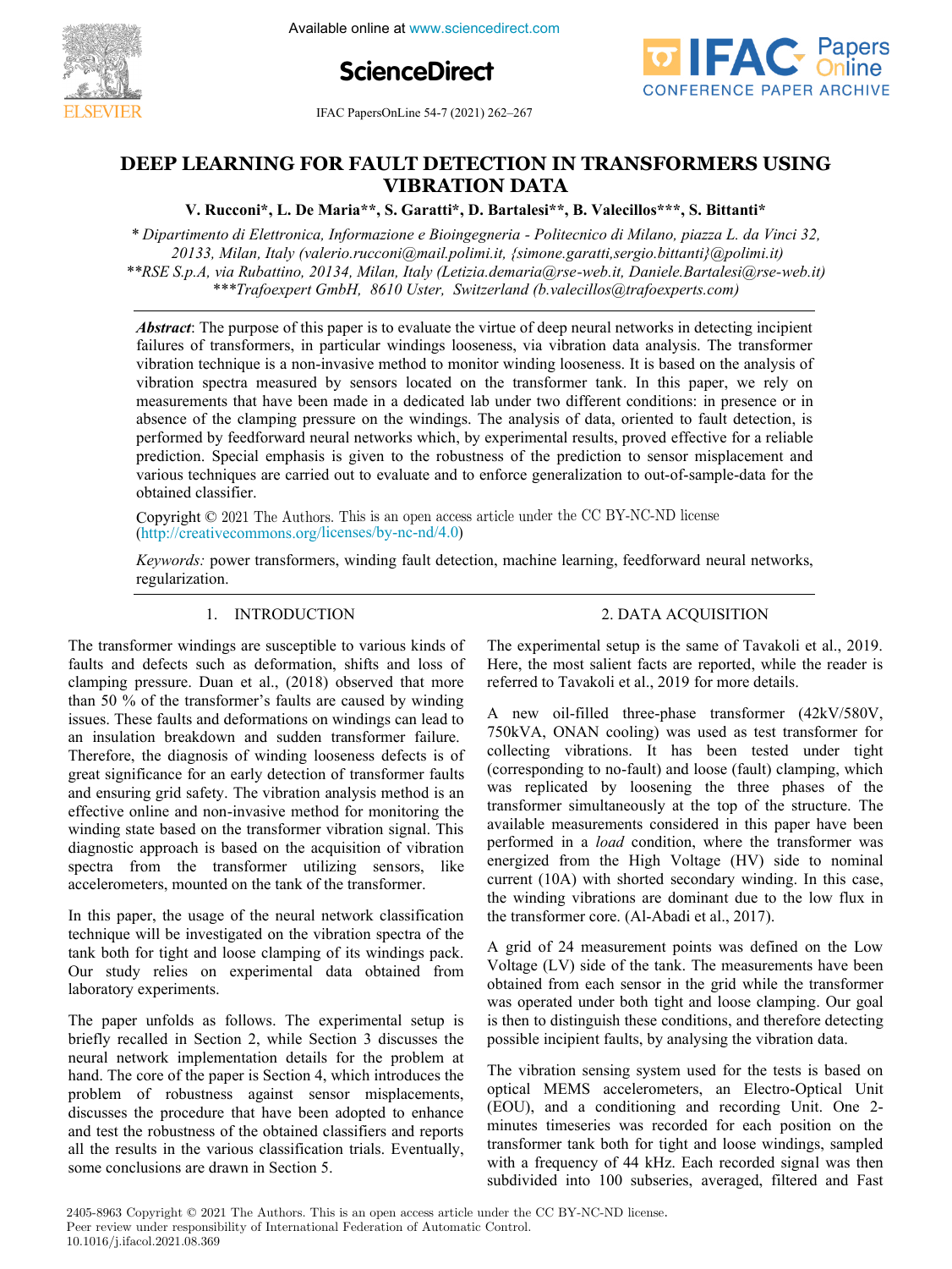# DEEP LEARNING FOR FAULT DETECTION IN TRANSFORMERS USING VIBRATION DATA

**V. Rucconi\*, L. De Maria\*\*, S. Garatti\*, D. Bartalesi\*\*, B. Valecillos\*\*\*, S. Bittanti\***

*\* Dipartimento di Elettronica, Informazione e Bioingegneria - Politecnico di Milano, piazza L. da Vinci 32, 20133, Milan, Italy (valerio.rucconi@mail.polimi.it, {simone.garatti,sergio.bittanti}@polimi.it)*
*\*\*RSE S.p.A, via Rubattino, 20134, Milan, Italy (Letizia.demaria@rse-web.it, Daniele.Bartalesi@rse-web.it)*
*\*\*\*Trafoexpert GmbH, 8610 Uster, Switzerland (b.valecillos@trafoexperts.com)*

***Abstract***: The purpose of this paper is to evaluate the virtue of deep neural networks in detecting incipient failures of transformers, in particular windings looseness, via vibration data analysis. The transformer vibration technique is a non-invasive method to monitor winding looseness. It is based on the analysis of vibration spectra measured by sensors located on the transformer tank. In this paper, we rely on measurements that have been made in a dedicated lab under two different conditions: in presence or in absence of the clamping pressure on the windings. The analysis of data, oriented to fault detection, is performed by feedforward neural networks which, by experimental results, proved effective for a reliable prediction. Special emphasis is given to the robustness of the prediction to sensor misplacement and various techniques are carried out to evaluate and to enforce generalization to out-of-sample-data for the obtained classifier.

Copyright © 2021 The Authors. This is an open access article under the CC BY-NC-ND license (http://creativecommons.org/licenses/by-nc-nd/4.0)

*Keywords:* power transformers, winding fault detection, machine learning, feedforward neural networks, regularization.

## 1. INTRODUCTION

The transformer windings are susceptible to various kinds of faults and defects such as deformation, shifts and loss of clamping pressure. Duan et al., (2018) observed that more than 50 % of the transformer's faults are caused by winding issues. These faults and deformations on windings can lead to an insulation breakdown and sudden transformer failure. Therefore, the diagnosis of winding looseness defects is of great significance for an early detection of transformer faults and ensuring grid safety. The vibration analysis method is an effective online and non-invasive method for monitoring the winding state based on the transformer vibration signal. This diagnostic approach is based on the acquisition of vibration spectra from the transformer utilizing sensors, like accelerometers, mounted on the tank of the transformer.

In this paper, the usage of the neural network classification technique will be investigated on the vibration spectra of the tank both for tight and loose clamping of its windings pack. Our study relies on experimental data obtained from laboratory experiments.

The paper unfolds as follows. The experimental setup is briefly recalled in Section 2, while Section 3 discusses the neural network implementation details for the problem at hand. The core of the paper is Section 4, which introduces the problem of robustness against sensor misplacements, discusses the procedure that have been adopted to enhance and test the robustness of the obtained classifiers and reports all the results in the various classification trials. Eventually, some conclusions are drawn in Section 5.

## 2. DATA ACQUISITION

The experimental setup is the same of Tavakoli et al., 2019. Here, the most salient facts are reported, while the reader is referred to Tavakoli et al., 2019 for more details.

A new oil-filled three-phase transformer (42kV/580V, 750kVA, ONAN cooling) was used as test transformer for collecting vibrations. It has been tested under tight (corresponding to no-fault) and loose (fault) clamping, which was replicated by loosening the three phases of the transformer simultaneously at the top of the structure. The available measurements considered in this paper have been performed in a *load* condition, where the transformer was energized from the High Voltage (HV) side to nominal current (10A) with shorted secondary winding. In this case, the winding vibrations are dominant due to the low flux in the transformer core. (Al-Abadi et al., 2017).

A grid of 24 measurement points was defined on the Low Voltage (LV) side of the tank. The measurements have been obtained from each sensor in the grid while the transformer was operated under both tight and loose clamping. Our goal is then to distinguish these conditions, and therefore detecting possible incipient faults, by analysing the vibration data.

The vibration sensing system used for the tests is based on optical MEMS accelerometers, an Electro-Optical Unit (EOU), and a conditioning and recording Unit. One 2-minutes timeseries was recorded for each position on the transformer tank both for tight and loose windings, sampled with a frequency of 44 kHz. Each recorded signal was then subdivided into 100 subseries, averaged, filtered and Fast

2405-8963 Copyright © 2021 The Authors. This is an open access article under the CC BY-NC-ND license.
Peer review under responsibility of International Federation of Automatic Control.
10.1016/j.ifacol.2021.08.369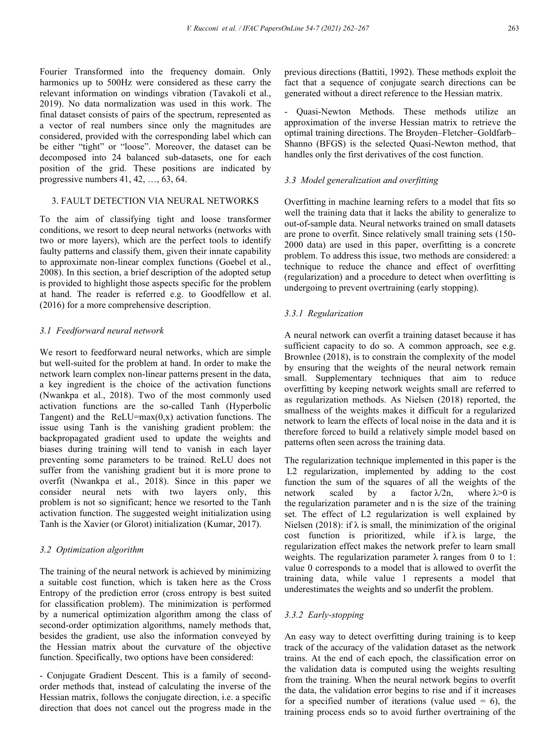Fourier Transformed into the frequency domain. Only harmonics up to 500Hz were considered as these carry the relevant information on windings vibration (Tavakoli et al., 2019). No data normalization was used in this work. The final dataset consists of pairs of the spectrum, represented as a vector of real numbers since only the magnitudes are considered, provided with the corresponding label which can be either "tight" or "loose". Moreover, the dataset can be decomposed into 24 balanced sub-datasets, one for each position of the grid. These positions are indicated by progressive numbers 41, 42, …, 63, 64.

## 3. FAULT DETECTION VIA NEURAL NETWORKS

To the aim of classifying tight and loose transformer conditions, we resort to deep neural networks (networks with two or more layers), which are the perfect tools to identify faulty patterns and classify them, given their innate capability to approximate non-linear complex functions (Goebel et al., 2008). In this section, a brief description of the adopted setup is provided to highlight those aspects specific for the problem at hand. The reader is referred e.g. to Goodfellow et al. (2016) for a more comprehensive description.

### *3.1 Feedforward neural network*

We resort to feedforward neural networks, which are simple but well-suited for the problem at hand. In order to make the network learn complex non-linear patterns present in the data, a key ingredient is the choice of the activation functions (Nwankpa et al., 2018). Two of the most commonly used activation functions are the so-called Tanh (Hyperbolic Tangent) and the ReLU=max(0,x) activation functions. The issue using Tanh is the vanishing gradient problem: the backpropagated gradient used to update the weights and biases during training will tend to vanish in each layer preventing some parameters to be trained. ReLU does not suffer from the vanishing gradient but it is more prone to overfit (Nwankpa et al., 2018). Since in this paper we consider neural nets with two layers only, this problem is not so significant; hence we resorted to the Tanh activation function. The suggested weight initialization using Tanh is the Xavier (or Glorot) initialization (Kumar, 2017).

### *3.2 Optimization algorithm*

The training of the neural network is achieved by minimizing a suitable cost function, which is taken here as the Cross Entropy of the prediction error (cross entropy is best suited for classification problem). The minimization is performed by a numerical optimization algorithm among the class of second-order optimization algorithms, namely methods that, besides the gradient, use also the information conveyed by the Hessian matrix about the curvature of the objective function. Specifically, two options have been considered:

- Conjugate Gradient Descent. This is a family of second-order methods that, instead of calculating the inverse of the Hessian matrix, follows the conjugate direction, i.e. a specific direction that does not cancel out the progress made in the previous directions (Battiti, 1992). These methods exploit the fact that a sequence of conjugate search directions can be generated without a direct reference to the Hessian matrix.

- Quasi-Newton Methods. These methods utilize an approximation of the inverse Hessian matrix to retrieve the optimal training directions. The Broyden–Fletcher–Goldfarb–Shanno (BFGS) is the selected Quasi-Newton method, that handles only the first derivatives of the cost function.

### *3.3 Model generalization and overfitting*

Overfitting in machine learning refers to a model that fits so well the training data that it lacks the ability to generalize to out-of-sample data. Neural networks trained on small datasets are prone to overfit. Since relatively small training sets (150-2000 data) are used in this paper, overfitting is a concrete problem. To address this issue, two methods are considered: a technique to reduce the chance and effect of overfitting (regularization) and a procedure to detect when overfitting is undergoing to prevent overtraining (early stopping).

#### *3.3.1 Regularization*

A neural network can overfit a training dataset because it has sufficient capacity to do so. A common approach, see e.g. Brownlee (2018), is to constrain the complexity of the model by ensuring that the weights of the neural network remain small. Supplementary techniques that aim to reduce overfitting by keeping network weights small are referred to as regularization methods. As Nielsen (2018) reported, the smallness of the weights makes it difficult for a regularized network to learn the effects of local noise in the data and it is therefore forced to build a relatively simple model based on patterns often seen across the training data.

The regularization technique implemented in this paper is the L2 regularization, implemented by adding to the cost function the sum of the squares of all the weights of the network scaled by a factor $\lambda/2n$, where $\lambda>0$ is the regularization parameter and n is the size of the training set. The effect of L2 regularization is well explained by Nielsen (2018): if $\lambda$ is small, the minimization of the original cost function is prioritized, while if $\lambda$ is large, the regularization effect makes the network prefer to learn small weights. The regularization parameter $\lambda$ ranges from 0 to 1: value 0 corresponds to a model that is allowed to overfit the training data, while value 1 represents a model that underestimates the weights and so underfit the problem.

#### *3.3.2 Early-stopping*

An easy way to detect overfitting during training is to keep track of the accuracy of the validation dataset as the network trains. At the end of each epoch, the classification error on the validation data is computed using the weights resulting from the training. When the neural network begins to overfit the data, the validation error begins to rise and if it increases for a specified number of iterations (value used = 6), the training process ends so to avoid further overtraining of the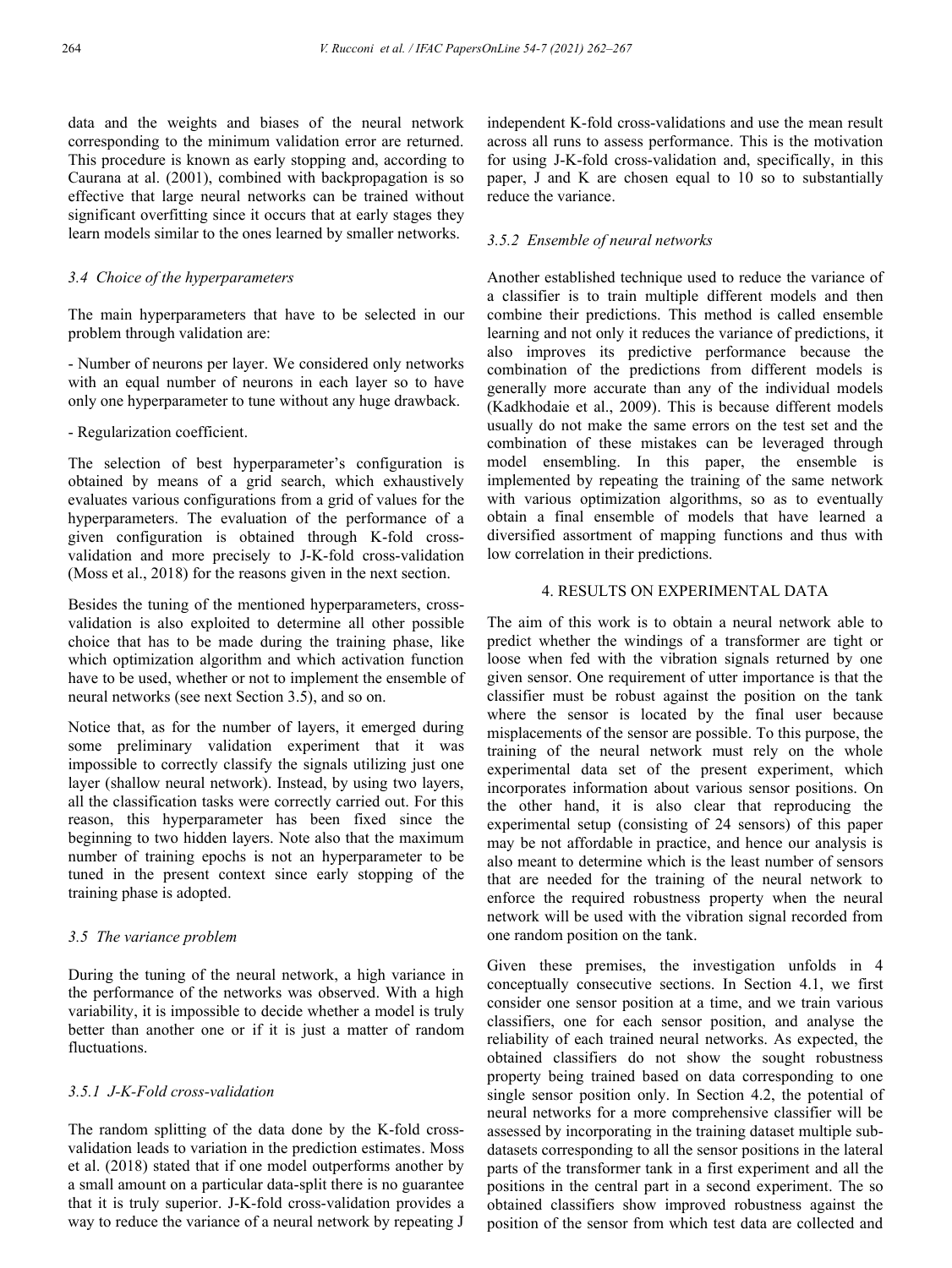data and the weights and biases of the neural network corresponding to the minimum validation error are returned. This procedure is known as early stopping and, according to Caurana at al. (2001), combined with backpropagation is so effective that large neural networks can be trained without significant overfitting since it occurs that at early stages they learn models similar to the ones learned by smaller networks.

### *3.4 Choice of the hyperparameters*

The main hyperparameters that have to be selected in our problem through validation are:

- Number of neurons per layer. We considered only networks with an equal number of neurons in each layer so to have only one hyperparameter to tune without any huge drawback.

- Regularization coefficient.

The selection of best hyperparameter's configuration is obtained by means of a grid search, which exhaustively evaluates various configurations from a grid of values for the hyperparameters. The evaluation of the performance of a given configuration is obtained through K-fold cross-validation and more precisely to J-K-fold cross-validation (Moss et al., 2018) for the reasons given in the next section.

Besides the tuning of the mentioned hyperparameters, cross-validation is also exploited to determine all other possible choice that has to be made during the training phase, like which optimization algorithm and which activation function have to be used, whether or not to implement the ensemble of neural networks (see next Section 3.5), and so on.

Notice that, as for the number of layers, it emerged during some preliminary validation experiment that it was impossible to correctly classify the signals utilizing just one layer (shallow neural network). Instead, by using two layers, all the classification tasks were correctly carried out. For this reason, this hyperparameter has been fixed since the beginning to two hidden layers. Note also that the maximum number of training epochs is not an hyperparameter to be tuned in the present context since early stopping of the training phase is adopted.

### *3.5 The variance problem*

During the tuning of the neural network, a high variance in the performance of the networks was observed. With a high variability, it is impossible to decide whether a model is truly better than another one or if it is just a matter of random fluctuations.

#### *3.5.1 J-K-Fold cross-validation*

The random splitting of the data done by the K-fold cross-validation leads to variation in the prediction estimates. Moss et al. (2018) stated that if one model outperforms another by a small amount on a particular data-split there is no guarantee that it is truly superior. J-K-fold cross-validation provides a way to reduce the variance of a neural network by repeating J independent K-fold cross-validations and use the mean result across all runs to assess performance. This is the motivation for using J-K-fold cross-validation and, specifically, in this paper, J and K are chosen equal to 10 so to substantially reduce the variance.

#### *3.5.2 Ensemble of neural networks*

Another established technique used to reduce the variance of a classifier is to train multiple different models and then combine their predictions. This method is called ensemble learning and not only it reduces the variance of predictions, it also improves its predictive performance because the combination of the predictions from different models is generally more accurate than any of the individual models (Kadkhodaie et al., 2009). This is because different models usually do not make the same errors on the test set and the combination of these mistakes can be leveraged through model ensembling. In this paper, the ensemble is implemented by repeating the training of the same network with various optimization algorithms, so as to eventually obtain a final ensemble of models that have learned a diversified assortment of mapping functions and thus with low correlation in their predictions.

## 4. RESULTS ON EXPERIMENTAL DATA

The aim of this work is to obtain a neural network able to predict whether the windings of a transformer are tight or loose when fed with the vibration signals returned by one given sensor. One requirement of utter importance is that the classifier must be robust against the position on the tank where the sensor is located by the final user because misplacements of the sensor are possible. To this purpose, the training of the neural network must rely on the whole experimental data set of the present experiment, which incorporates information about various sensor positions. On the other hand, it is also clear that reproducing the experimental setup (consisting of 24 sensors) of this paper may be not affordable in practice, and hence our analysis is also meant to determine which is the least number of sensors that are needed for the training of the neural network to enforce the required robustness property when the neural network will be used with the vibration signal recorded from one random position on the tank.

Given these premises, the investigation unfolds in 4 conceptually consecutive sections. In Section 4.1, we first consider one sensor position at a time, and we train various classifiers, one for each sensor position, and analyse the reliability of each trained neural networks. As expected, the obtained classifiers do not show the sought robustness property being trained based on data corresponding to one single sensor position only. In Section 4.2, the potential of neural networks for a more comprehensive classifier will be assessed by incorporating in the training dataset multiple sub-datasets corresponding to all the sensor positions in the lateral parts of the transformer tank in a first experiment and all the positions in the central part in a second experiment. The so obtained classifiers show improved robustness against the position of the sensor from which test data are collected and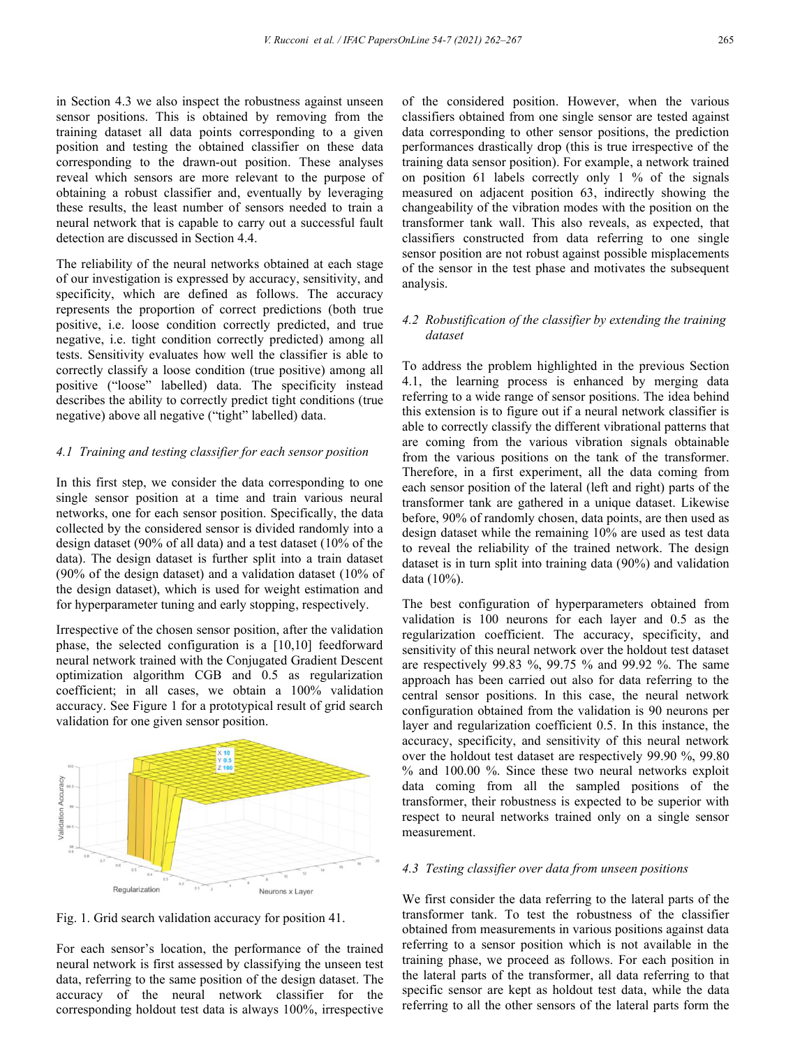in Section 4.3 we also inspect the robustness against unseen sensor positions. This is obtained by removing from the training dataset all data points corresponding to a given position and testing the obtained classifier on these data corresponding to the drawn-out position. These analyses reveal which sensors are more relevant to the purpose of obtaining a robust classifier and, eventually by leveraging these results, the least number of sensors needed to train a neural network that is capable to carry out a successful fault detection are discussed in Section 4.4.

The reliability of the neural networks obtained at each stage of our investigation is expressed by accuracy, sensitivity, and specificity, which are defined as follows. The accuracy represents the proportion of correct predictions (both true positive, i.e. loose condition correctly predicted, and true negative, i.e. tight condition correctly predicted) among all tests. Sensitivity evaluates how well the classifier is able to correctly classify a loose condition (true positive) among all positive ("loose" labelled) data. The specificity instead describes the ability to correctly predict tight conditions (true negative) above all negative ("tight" labelled) data.

### *4.1 Training and testing classifier for each sensor position*

In this first step, we consider the data corresponding to one single sensor position at a time and train various neural networks, one for each sensor position. Specifically, the data collected by the considered sensor is divided randomly into a design dataset (90% of all data) and a test dataset (10% of the data). The design dataset is further split into a train dataset (90% of the design dataset) and a validation dataset (10% of the design dataset), which is used for weight estimation and for hyperparameter tuning and early stopping, respectively.

Irrespective of the chosen sensor position, after the validation phase, the selected configuration is a [10,10] feedforward neural network trained with the Conjugated Gradient Descent optimization algorithm CGB and 0.5 as regularization coefficient; in all cases, we obtain a 100% validation accuracy. See Figure 1 for a prototypical result of grid search validation for one given sensor position.

Fig. 1. Grid search validation accuracy for position 41.

For each sensor's location, the performance of the trained neural network is first assessed by classifying the unseen test data, referring to the same position of the design dataset. The accuracy of the neural network classifier for the corresponding holdout test data is always 100%, irrespective of the considered position. However, when the various classifiers obtained from one single sensor are tested against data corresponding to other sensor positions, the prediction performances drastically drop (this is true irrespective of the training data sensor position). For example, a network trained on position 61 labels correctly only 1 % of the signals measured on adjacent position 63, indirectly showing the changeability of the vibration modes with the position on the transformer tank wall. This also reveals, as expected, that classifiers constructed from data referring to one single sensor position are not robust against possible misplacements of the sensor in the test phase and motivates the subsequent analysis.

### *4.2 Robustification of the classifier by extending the training dataset*

To address the problem highlighted in the previous Section 4.1, the learning process is enhanced by merging data referring to a wide range of sensor positions. The idea behind this extension is to figure out if a neural network classifier is able to correctly classify the different vibrational patterns that are coming from the various vibration signals obtainable from the various positions on the tank of the transformer. Therefore, in a first experiment, all the data coming from each sensor position of the lateral (left and right) parts of the transformer tank are gathered in a unique dataset. Likewise before, 90% of randomly chosen, data points, are then used as design dataset while the remaining 10% are used as test data to reveal the reliability of the trained network. The design dataset is in turn split into training data (90%) and validation data (10%).

The best configuration of hyperparameters obtained from validation is 100 neurons for each layer and 0.5 as the regularization coefficient. The accuracy, specificity, and sensitivity of this neural network over the holdout test dataset are respectively 99.83 %, 99.75 % and 99.92 %. The same approach has been carried out also for data referring to the central sensor positions. In this case, the neural network configuration obtained from the validation is 90 neurons per layer and regularization coefficient 0.5. In this instance, the accuracy, specificity, and sensitivity of this neural network over the holdout test dataset are respectively 99.90 %, 99.80 % and 100.00 %. Since these two neural networks exploit data coming from all the sampled positions of the transformer, their robustness is expected to be superior with respect to neural networks trained only on a single sensor measurement.

### *4.3 Testing classifier over data from unseen positions*

We first consider the data referring to the lateral parts of the transformer tank. To test the robustness of the classifier obtained from measurements in various positions against data referring to a sensor position which is not available in the training phase, we proceed as follows. For each position in the lateral parts of the transformer, all data referring to that specific sensor are kept as holdout test data, while the data referring to all the other sensors of the lateral parts form the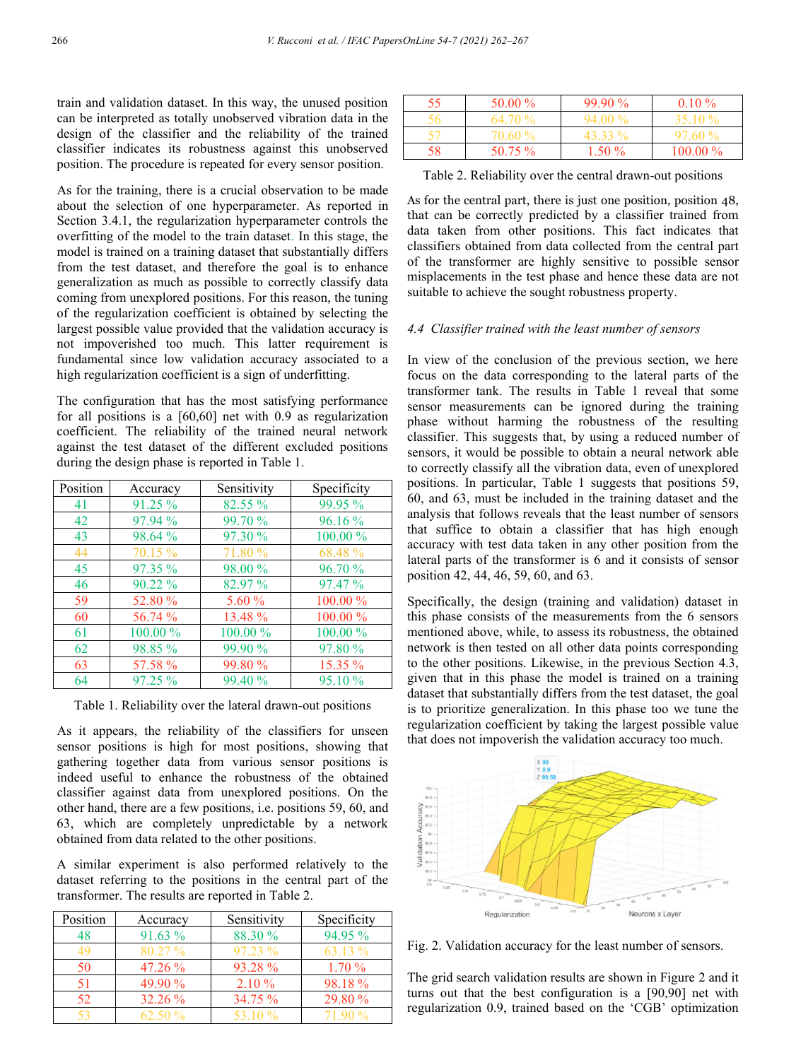train and validation dataset. In this way, the unused position can be interpreted as totally unobserved vibration data in the design of the classifier and the reliability of the trained classifier indicates its robustness against this unobserved position. The procedure is repeated for every sensor position.

As for the training, there is a crucial observation to be made about the selection of one hyperparameter. As reported in Section 3.4.1, the regularization hyperparameter controls the overfitting of the model to the train dataset. In this stage, the model is trained on a training dataset that substantially differs from the test dataset, and therefore the goal is to enhance generalization as much as possible to correctly classify data coming from unexplored positions. For this reason, the tuning of the regularization coefficient is obtained by selecting the largest possible value provided that the validation accuracy is not impoverished too much. This latter requirement is fundamental since low validation accuracy associated to a high regularization coefficient is a sign of underfitting.

The configuration that has the most satisfying performance for all positions is a [60,60] net with 0.9 as regularization coefficient. The reliability of the trained neural network against the test dataset of the different excluded positions during the design phase is reported in Table 1.

| Position | Accuracy | Sensitivity | Specificity |
|---|---|---|---|
| 41 | 91.25 % | 82.55 % | 99.95 % |
| 42 | 97.94 % | 99.70 % | 96.16 % |
| 43 | 98.64 % | 97.30 % | 100.00 % |
| 44 | 70.15 % | 71.80 % | 68.48 % |
| 45 | 97.35 % | 98.00 % | 96.70 % |
| 46 | 90.22 % | 82.97 % | 97.47 % |
| 59 | 52.80 % | 5.60 % | 100.00 % |
| 60 | 56.74 % | 13.48 % | 100.00 % |
| 61 | 100.00 % | 100.00 % | 100.00 % |
| 62 | 98.85 % | 99.90 % | 97.80 % |
| 63 | 57.58 % | 99.80 % | 15.35 % |
| 64 | 97.25 % | 99.40 % | 95.10 % |

Table 1. Reliability over the lateral drawn-out positions

As it appears, the reliability of the classifiers for unseen sensor positions is high for most positions, showing that gathering together data from various sensor positions is indeed useful to enhance the robustness of the obtained classifier against data from unexplored positions. On the other hand, there are a few positions, i.e. positions 59, 60, and 63, which are completely unpredictable by a network obtained from data related to the other positions.

A similar experiment is also performed relatively to the dataset referring to the positions in the central part of the transformer. The results are reported in Table 2.

| Position | Accuracy | Sensitivity | Specificity |
|---|---|---|---|
| 48 | 91.63 % | 88.30 % | 94.95 % |
| 49 | 80.27 % | 97.23 % | 63.13 % |
| 50 | 47.26 % | 93.28 % | 1.70 % |
| 51 | 49.90 % | 2.10 % | 98.18 % |
| 52 | 32.26 % | 34.75 % | 29.80 % |
| 53 | 62.50 % | 53.10 % | 71.90 % |
| 55 | 50.00 % | 99.90 % | 0.10 % |
| 56 | 64.70 % | 94.00 % | 35.10 % |
| 57 | 70.60 % | 43.33 % | 97.60 % |
| 58 | 50.75 % | 1.50 % | 100.00 % |

Table 2. Reliability over the central drawn-out positions

As for the central part, there is just one position, position 48, that can be correctly predicted by a classifier trained from data taken from other positions. This fact indicates that classifiers obtained from data collected from the central part of the transformer are highly sensitive to possible sensor misplacements in the test phase and hence these data are not suitable to achieve the sought robustness property.

### 4.4 Classifier trained with the least number of sensors

In view of the conclusion of the previous section, we here focus on the data corresponding to the lateral parts of the transformer tank. The results in Table 1 reveal that some sensor measurements can be ignored during the training phase without harming the robustness of the resulting classifier. This suggests that, by using a reduced number of sensors, it would be possible to obtain a neural network able to correctly classify all the vibration data, even of unexplored positions. In particular, Table 1 suggests that positions 59, 60, and 63, must be included in the training dataset and the analysis that follows reveals that the least number of sensors that suffice to obtain a classifier that has high enough accuracy with test data taken in any other position from the lateral parts of the transformer is 6 and it consists of sensor position 42, 44, 46, 59, 60, and 63.

Specifically, the design (training and validation) dataset in this phase consists of the measurements from the 6 sensors mentioned above, while, to assess its robustness, the obtained network is then tested on all other data points corresponding to the other positions. Likewise, in the previous Section 4.3, given that in this phase the model is trained on a training dataset that substantially differs from the test dataset, the goal is to prioritize generalization. In this phase too we tune the regularization coefficient by taking the largest possible value that does not impoverish the validation accuracy too much.

Fig. 2. Validation accuracy for the least number of sensors.

The grid search validation results are shown in Figure 2 and it turns out that the best configuration is a [90,90] net with regularization 0.9, trained based on the 'CGB' optimization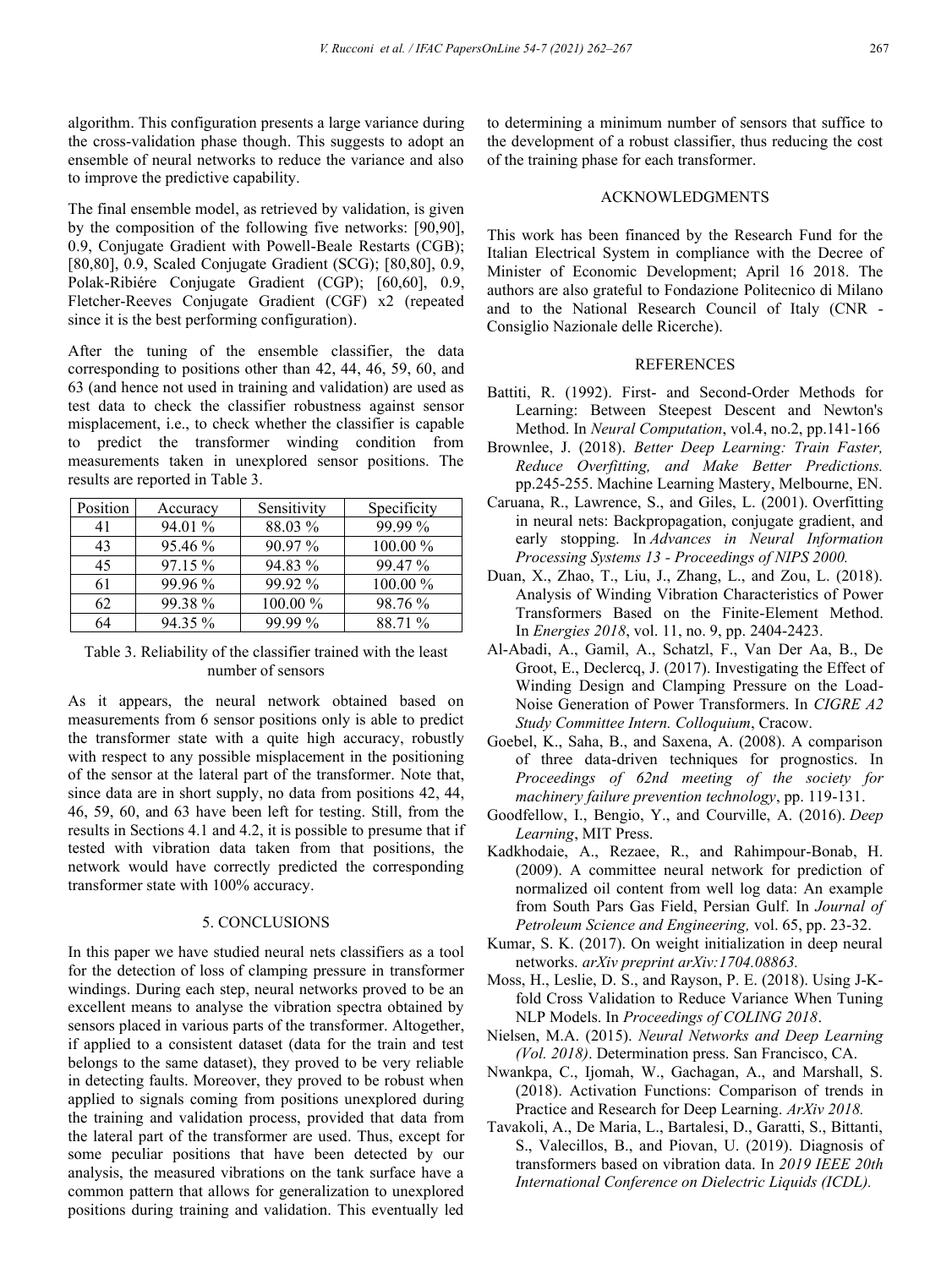algorithm. This configuration presents a large variance during the cross-validation phase though. This suggests to adopt an ensemble of neural networks to reduce the variance and also to improve the predictive capability.

The final ensemble model, as retrieved by validation, is given by the composition of the following five networks: [90,90], 0.9, Conjugate Gradient with Powell-Beale Restarts (CGB); [80,80], 0.9, Scaled Conjugate Gradient (SCG); [80,80], 0.9, Polak-Ribiére Conjugate Gradient (CGP); [60,60], 0.9, Fletcher-Reeves Conjugate Gradient (CGF) x2 (repeated since it is the best performing configuration).

After the tuning of the ensemble classifier, the data corresponding to positions other than 42, 44, 46, 59, 60, and 63 (and hence not used in training and validation) are used as test data to check the classifier robustness against sensor misplacement, i.e., to check whether the classifier is capable to predict the transformer winding condition from measurements taken in unexplored sensor positions. The results are reported in Table 3.

| Position | Accuracy | Sensitivity | Specificity |
|---|---|---|---|
| 41 | 94.01 % | 88.03 % | 99.99 % |
| 43 | 95.46 % | 90.97 % | 100.00 % |
| 45 | 97.15 % | 94.83 % | 99.47 % |
| 61 | 99.96 % | 99.92 % | 100.00 % |
| 62 | 99.38 % | 100.00 % | 98.76 % |
| 64 | 94.35 % | 99.99 % | 88.71 % |

Table 3. Reliability of the classifier trained with the least number of sensors

As it appears, the neural network obtained based on measurements from 6 sensor positions only is able to predict the transformer state with a quite high accuracy, robustly with respect to any possible misplacement in the positioning of the sensor at the lateral part of the transformer. Note that, since data are in short supply, no data from positions 42, 44, 46, 59, 60, and 63 have been left for testing. Still, from the results in Sections 4.1 and 4.2, it is possible to presume that if tested with vibration data taken from that positions, the network would have correctly predicted the corresponding transformer state with 100% accuracy.

## 5. CONCLUSIONS

In this paper we have studied neural nets classifiers as a tool for the detection of loss of clamping pressure in transformer windings. During each step, neural networks proved to be an excellent means to analyse the vibration spectra obtained by sensors placed in various parts of the transformer. Altogether, if applied to a consistent dataset (data for the train and test belongs to the same dataset), they proved to be very reliable in detecting faults. Moreover, they proved to be robust when applied to signals coming from positions unexplored during the training and validation process, provided that data from the lateral part of the transformer are used. Thus, except for some peculiar positions that have been detected by our analysis, the measured vibrations on the tank surface have a common pattern that allows for generalization to unexplored positions during training and validation. This eventually led to determining a minimum number of sensors that suffice to the development of a robust classifier, thus reducing the cost of the training phase for each transformer.

## ACKNOWLEDGMENTS

This work has been financed by the Research Fund for the Italian Electrical System in compliance with the Decree of Minister of Economic Development; April 16 2018. The authors are also grateful to Fondazione Politecnico di Milano and to the National Research Council of Italy (CNR - Consiglio Nazionale delle Ricerche).

## REFERENCES

Battiti, R. (1992). First- and Second-Order Methods for Learning: Between Steepest Descent and Newton's Method. In *Neural Computation*, vol.4, no.2, pp.141-166

Brownlee, J. (2018). *Better Deep Learning: Train Faster, Reduce Overfitting, and Make Better Predictions.* pp.245-255. Machine Learning Mastery, Melbourne, EN.

Caruana, R., Lawrence, S., and Giles, L. (2001). Overfitting in neural nets: Backpropagation, conjugate gradient, and early stopping. In *Advances in Neural Information Processing Systems 13 - Proceedings of NIPS 2000.*

Duan, X., Zhao, T., Liu, J., Zhang, L., and Zou, L. (2018). Analysis of Winding Vibration Characteristics of Power Transformers Based on the Finite-Element Method. In *Energies 2018*, vol. 11, no. 9, pp. 2404-2423.

Al-Abadi, A., Gamil, A., Schatzl, F., Van Der Aa, B., De Groot, E., Declercq, J. (2017). Investigating the Effect of Winding Design and Clamping Pressure on the Load-Noise Generation of Power Transformers. In *CIGRE A2 Study Committee Intern. Colloquium*, Cracow.

Goebel, K., Saha, B., and Saxena, A. (2008). A comparison of three data-driven techniques for prognostics. In *Proceedings of 62nd meeting of the society for machinery failure prevention technology*, pp. 119-131.

Goodfellow, I., Bengio, Y., and Courville, A. (2016). *Deep Learning*, MIT Press.

Kadkhodaie, A., Rezaee, R., and Rahimpour-Bonab, H. (2009). A committee neural network for prediction of normalized oil content from well log data: An example from South Pars Gas Field, Persian Gulf. In *Journal of Petroleum Science and Engineering,* vol. 65, pp. 23-32.

Kumar, S. K. (2017). On weight initialization in deep neural networks. *arXiv preprint arXiv:1704.08863.*

Moss, H., Leslie, D. S., and Rayson, P. E. (2018). Using J-K-fold Cross Validation to Reduce Variance When Tuning NLP Models. In *Proceedings of COLING 2018*.

Nielsen, M.A. (2015). *Neural Networks and Deep Learning (Vol. 2018)*. Determination press. San Francisco, CA.

Nwankpa, C., Ijomah, W., Gachagan, A., and Marshall, S. (2018). Activation Functions: Comparison of trends in Practice and Research for Deep Learning. *ArXiv 2018.*

Tavakoli, A., De Maria, L., Bartalesi, D., Garatti, S., Bittanti, S., Valecillos, B., and Piovan, U. (2019). Diagnosis of transformers based on vibration data. In *2019 IEEE 20th International Conference on Dielectric Liquids (ICDL).*